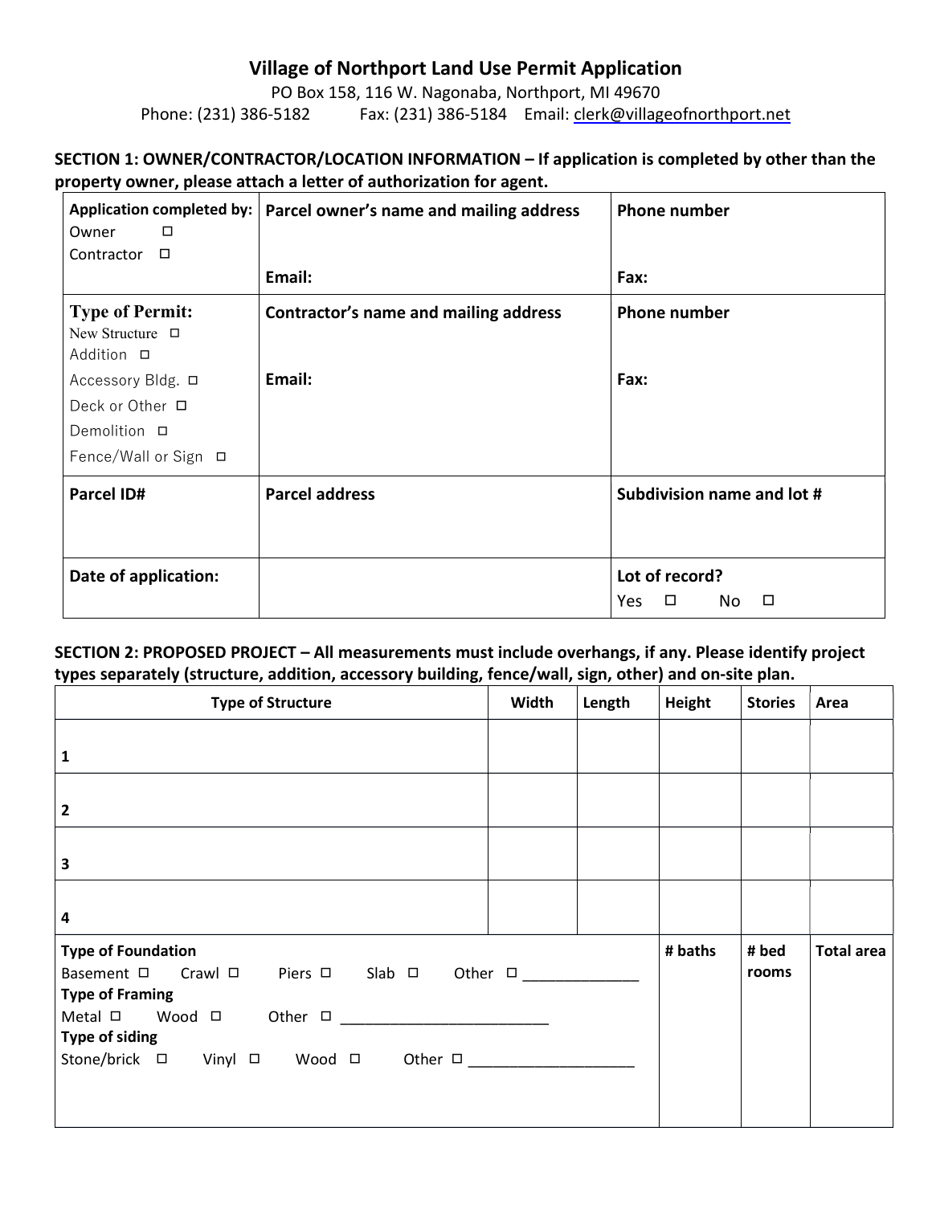# Village of Northport Land Use Permit Application

PO Box 158, 116 W. Nagonaba, Northport, MI 49670

Phone: (231) 386-5182 Fax: (231) 386-5184 Email: clerk@villageofnorthport.net

**SECTION 1: OWNER/CONTRACTOR/LOCATION INFORMATION – If application is completed by other than the property owner, please attach a letter of authorization for agent.**

| Application completed by:<br>Owner ☐<br>Contractor ☐ | Parcel owner's name and mailing address<br><br>Email: | Phone number<br><br>Fax: |
|---|---|---|
| **Type of Permit:**<br>New Structure ☐<br>Addition ☐<br>Accessory Bldg. ☐<br>Deck or Other ☐<br>Demolition ☐<br>Fence/Wall or Sign ☐ | **Contractor's name and mailing address**<br><br>**Email:** | **Phone number**<br><br>**Fax:** |
| **Parcel ID#** | **Parcel address** | **Subdivision name and lot #** |
| **Date of application:** | | **Lot of record?**<br>Yes ☐ No ☐ |

**SECTION 2: PROPOSED PROJECT – All measurements must include overhangs, if any. Please identify project types separately (structure, addition, accessory building, fence/wall, sign, other) and on-site plan.**

| Type of Structure | Width | Length | Height | Stories | Area |
|---|---|---|---|---|---|
| 1 | | | | | |
| 2 | | | | | |
| 3 | | | | | |
| 4 | | | | | |
| **Type of Foundation**<br>Basement ☐ Crawl ☐ Piers ☐ Slab ☐ Other ☐ ______________<br>**Type of Framing**<br>Metal ☐ Wood ☐ Other ☐ _________________________<br>**Type of siding**<br>Stone/brick ☐ Vinyl ☐ Wood ☐ Other ☐ ____________________ | | | **# baths** | **# bed rooms** | **Total area** |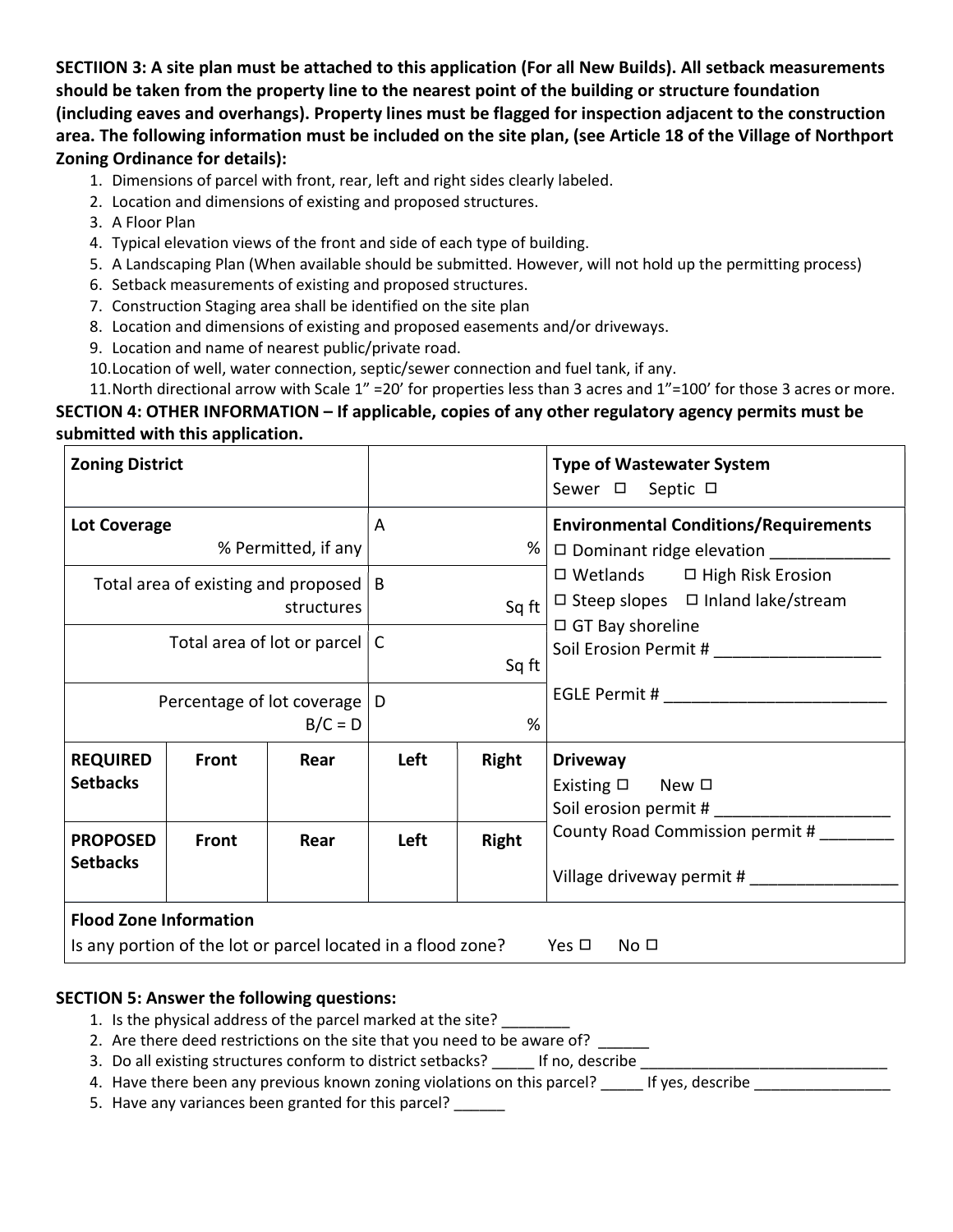**SECTIION 3: A site plan must be attached to this application (For all New Builds). All setback measurements should be taken from the property line to the nearest point of the building or structure foundation (including eaves and overhangs). Property lines must be flagged for inspection adjacent to the construction area. The following information must be included on the site plan, (see Article 18 of the Village of Northport Zoning Ordinance for details):**

1. Dimensions of parcel with front, rear, left and right sides clearly labeled.
2. Location and dimensions of existing and proposed structures.
3. A Floor Plan
4. Typical elevation views of the front and side of each type of building.
5. A Landscaping Plan (When available should be submitted. However, will not hold up the permitting process)
6. Setback measurements of existing and proposed structures.
7. Construction Staging area shall be identified on the site plan
8. Location and dimensions of existing and proposed easements and/or driveways.
9. Location and name of nearest public/private road.
10. Location of well, water connection, septic/sewer connection and fuel tank, if any.
11. North directional arrow with Scale 1" =20' for properties less than 3 acres and 1"=100' for those 3 acres or more.

**SECTION 4: OTHER INFORMATION – If applicable, copies of any other regulatory agency permits must be submitted with this application.**

| **Zoning District** | | | | | **Type of Wastewater System**<br>Sewer ☐ Septic ☐ |
|---|---|---|---|---|---|
| **Lot Coverage**<br>% Permitted, if any | | | A | % | **Environmental Conditions/Requirements**<br>☐ Dominant ridge elevation ____________<br>☐ Wetlands ☐ High Risk Erosion<br>☐ Steep slopes ☐ Inland lake/stream<br>☐ GT Bay shoreline<br>Soil Erosion Permit # __________________<br><br>EGLE Permit # ________________________ |
| Total area of existing and proposed structures | | | B | Sq ft | |
| Total area of lot or parcel | | | C | Sq ft | |
| Percentage of lot coverage<br>B/C = D | | | D | % | |
| **REQUIRED Setbacks** | **Front** | **Rear** | **Left** | **Right** | **Driveway**<br>Existing ☐ New ☐<br>Soil erosion permit # __________________<br>County Road Commission permit # ________<br><br>Village driveway permit # ________________ |
| **PROPOSED Setbacks** | **Front** | **Rear** | **Left** | **Right** | |
| **Flood Zone Information**<br>Is any portion of the lot or parcel located in a flood zone? Yes ☐ No ☐ | | | | | |

**SECTION 5: Answer the following questions:**

1. Is the physical address of the parcel marked at the site? ________
2. Are there deed restrictions on the site that you need to be aware of? ______
3. Do all existing structures conform to district setbacks? _____ If no, describe ______________________________
4. Have there been any previous known zoning violations on this parcel? _____ If yes, describe ________________
5. Have any variances been granted for this parcel? ______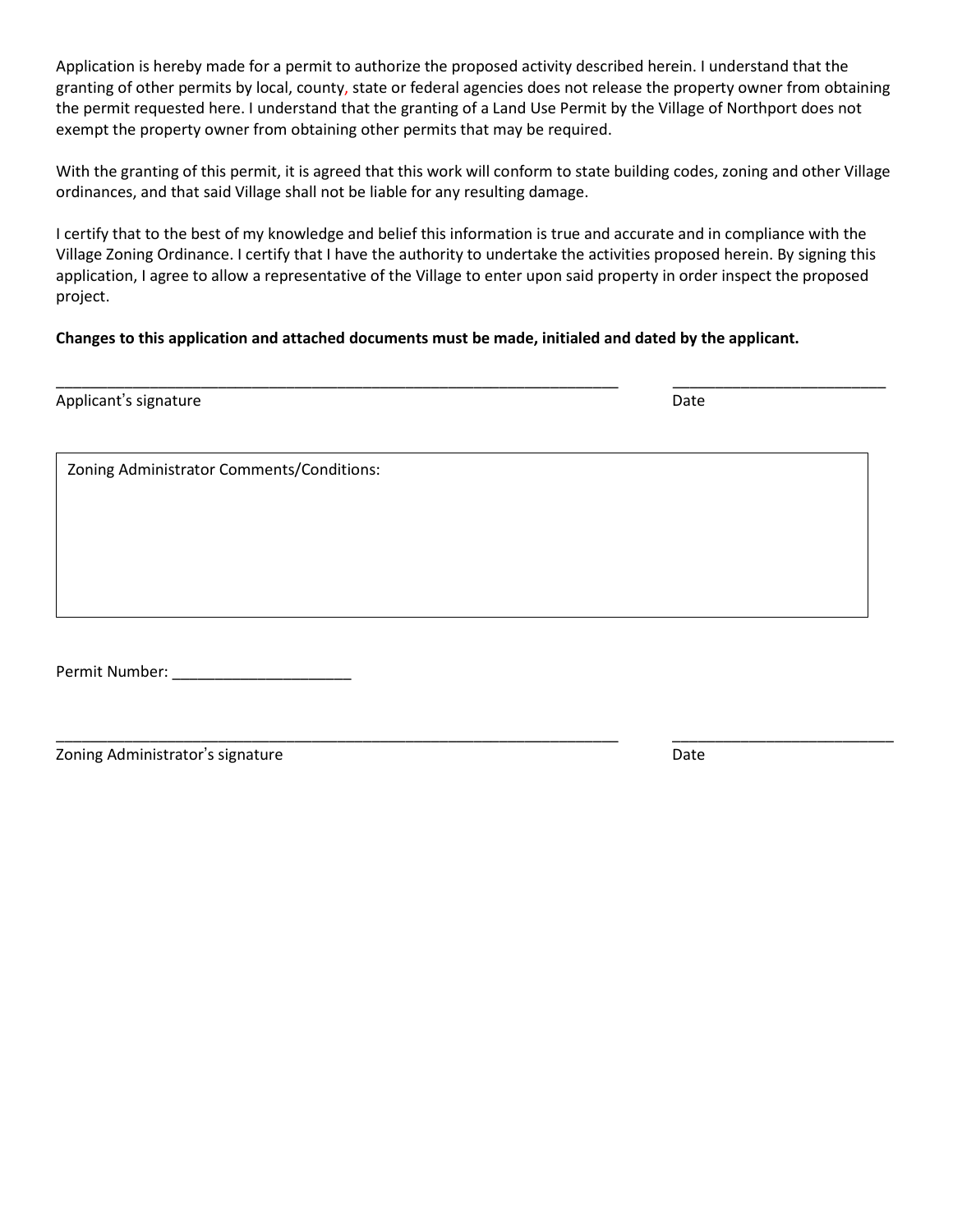Application is hereby made for a permit to authorize the proposed activity described herein. I understand that the granting of other permits by local, county, state or federal agencies does not release the property owner from obtaining the permit requested here. I understand that the granting of a Land Use Permit by the Village of Northport does not exempt the property owner from obtaining other permits that may be required.

With the granting of this permit, it is agreed that this work will conform to state building codes, zoning and other Village ordinances, and that said Village shall not be liable for any resulting damage.

I certify that to the best of my knowledge and belief this information is true and accurate and in compliance with the Village Zoning Ordinance. I certify that I have the authority to undertake the activities proposed herein. By signing this application, I agree to allow a representative of the Village to enter upon said property in order inspect the proposed project.

**Changes to this application and attached documents must be made, initialed and dated by the applicant.**

_______________________________________________________________________ __________________________

Applicant's signature Date

Zoning Administrator Comments/Conditions:

Permit Number: ______________________

_______________________________________________________________________ __________________________

Zoning Administrator's signature Date